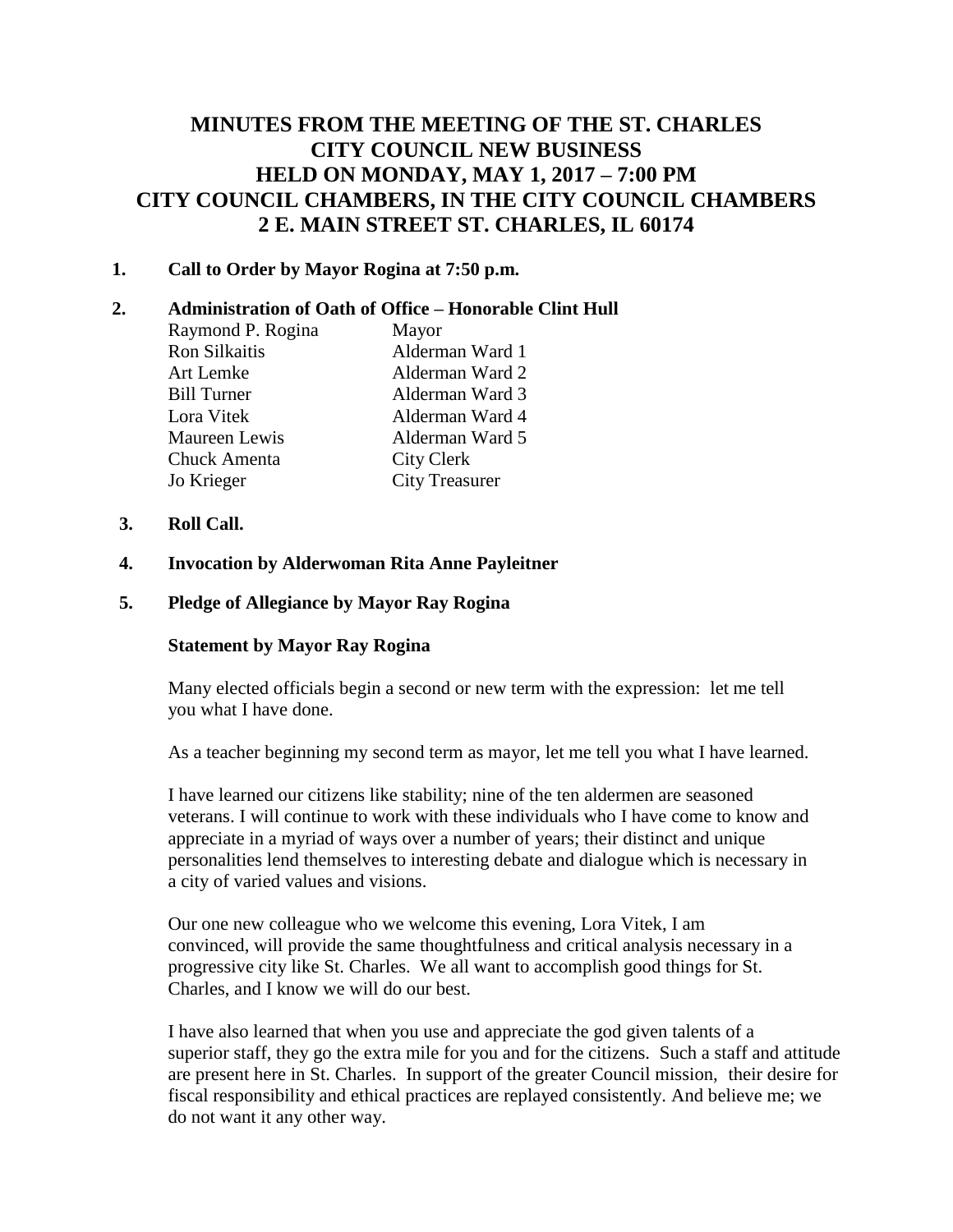# MINUTES FROM THE MEETING OF THE ST. CHARLES CITY COUNCIL NEW BUSINESS HELD ON MONDAY, MAY 1, 2017 – 7:00 PM CITY COUNCIL CHAMBERS, IN THE CITY COUNCIL CHAMBERS 2 E. MAIN STREET ST. CHARLES, IL 60174

**1. Call to Order by Mayor Rogina at 7:50 p.m.**

**2. Administration of Oath of Office – Honorable Clint Hull**

| | |
|---|---|
| Raymond P. Rogina | Mayor |
| Ron Silkaitis | Alderman Ward 1 |
| Art Lemke | Alderman Ward 2 |
| Bill Turner | Alderman Ward 3 |
| Lora Vitek | Alderman Ward 4 |
| Maureen Lewis | Alderman Ward 5 |
| Chuck Amenta | City Clerk |
| Jo Krieger | City Treasurer |

**3. Roll Call.**

**4. Invocation by Alderwoman Rita Anne Payleitner**

**5. Pledge of Allegiance by Mayor Ray Rogina**

**Statement by Mayor Ray Rogina**

Many elected officials begin a second or new term with the expression: let me tell you what I have done.

As a teacher beginning my second term as mayor, let me tell you what I have learned.

I have learned our citizens like stability; nine of the ten aldermen are seasoned veterans. I will continue to work with these individuals who I have come to know and appreciate in a myriad of ways over a number of years; their distinct and unique personalities lend themselves to interesting debate and dialogue which is necessary in a city of varied values and visions.

Our one new colleague who we welcome this evening, Lora Vitek, I am convinced, will provide the same thoughtfulness and critical analysis necessary in a progressive city like St. Charles. We all want to accomplish good things for St. Charles, and I know we will do our best.

I have also learned that when you use and appreciate the god given talents of a superior staff, they go the extra mile for you and for the citizens. Such a staff and attitude are present here in St. Charles. In support of the greater Council mission, their desire for fiscal responsibility and ethical practices are replayed consistently. And believe me; we do not want it any other way.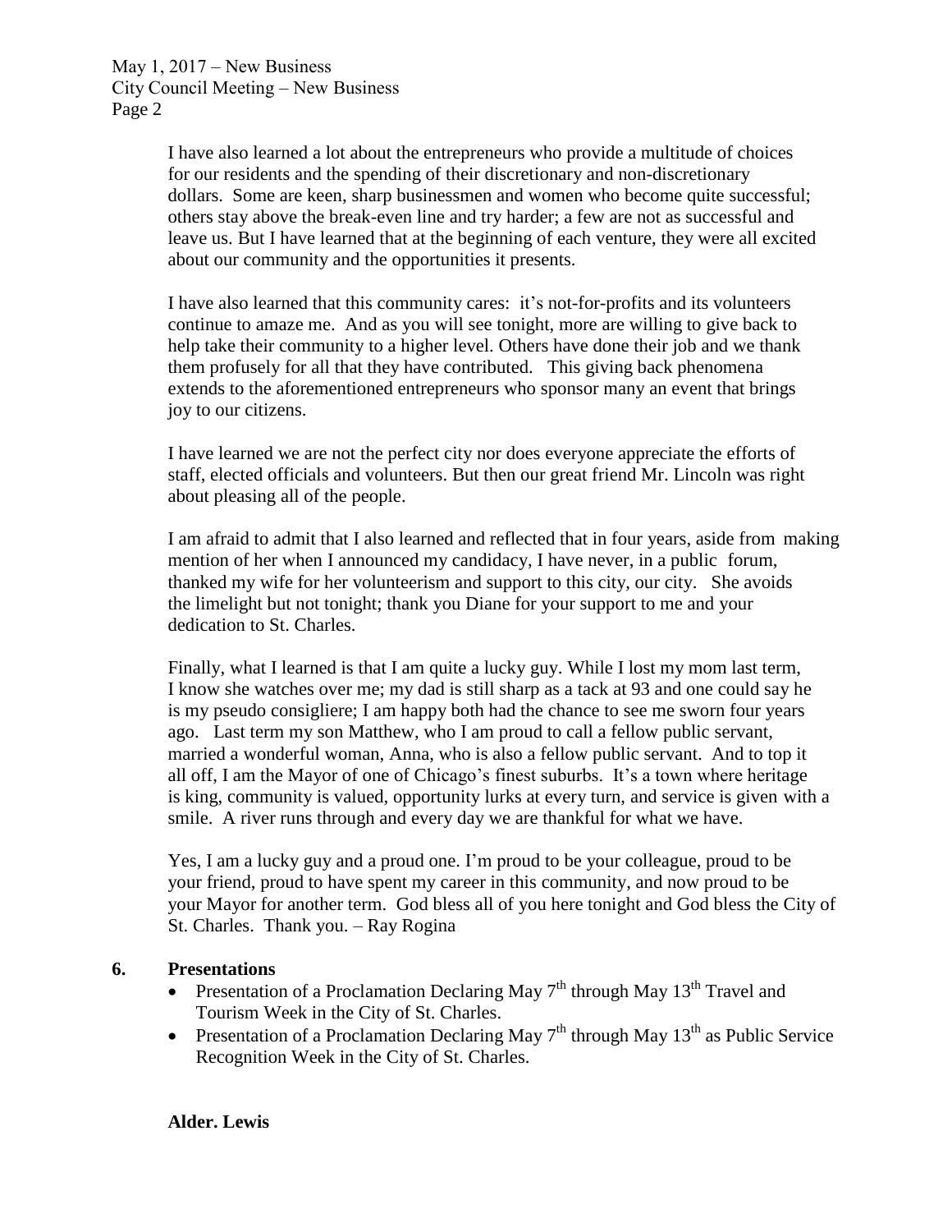I have also learned a lot about the entrepreneurs who provide a multitude of choices for our residents and the spending of their discretionary and non-discretionary dollars. Some are keen, sharp businessmen and women who become quite successful; others stay above the break-even line and try harder; a few are not as successful and leave us. But I have learned that at the beginning of each venture, they were all excited about our community and the opportunities it presents.

I have also learned that this community cares: it's not-for-profits and its volunteers continue to amaze me. And as you will see tonight, more are willing to give back to help take their community to a higher level. Others have done their job and we thank them profusely for all that they have contributed. This giving back phenomena extends to the aforementioned entrepreneurs who sponsor many an event that brings joy to our citizens.

I have learned we are not the perfect city nor does everyone appreciate the efforts of staff, elected officials and volunteers. But then our great friend Mr. Lincoln was right about pleasing all of the people.

I am afraid to admit that I also learned and reflected that in four years, aside from making mention of her when I announced my candidacy, I have never, in a public forum, thanked my wife for her volunteerism and support to this city, our city. She avoids the limelight but not tonight; thank you Diane for your support to me and your dedication to St. Charles.

Finally, what I learned is that I am quite a lucky guy. While I lost my mom last term, I know she watches over me; my dad is still sharp as a tack at 93 and one could say he is my pseudo consigliere; I am happy both had the chance to see me sworn four years ago. Last term my son Matthew, who I am proud to call a fellow public servant, married a wonderful woman, Anna, who is also a fellow public servant. And to top it all off, I am the Mayor of one of Chicago's finest suburbs. It's a town where heritage is king, community is valued, opportunity lurks at every turn, and service is given with a smile. A river runs through and every day we are thankful for what we have.

Yes, I am a lucky guy and a proud one. I'm proud to be your colleague, proud to be your friend, proud to have spent my career in this community, and now proud to be your Mayor for another term. God bless all of you here tonight and God bless the City of St. Charles. Thank you. – Ray Rogina

## 6. Presentations

- Presentation of a Proclamation Declaring May 7th through May 13th Travel and Tourism Week in the City of St. Charles.
- Presentation of a Proclamation Declaring May 7th through May 13th as Public Service Recognition Week in the City of St. Charles.

**Alder. Lewis**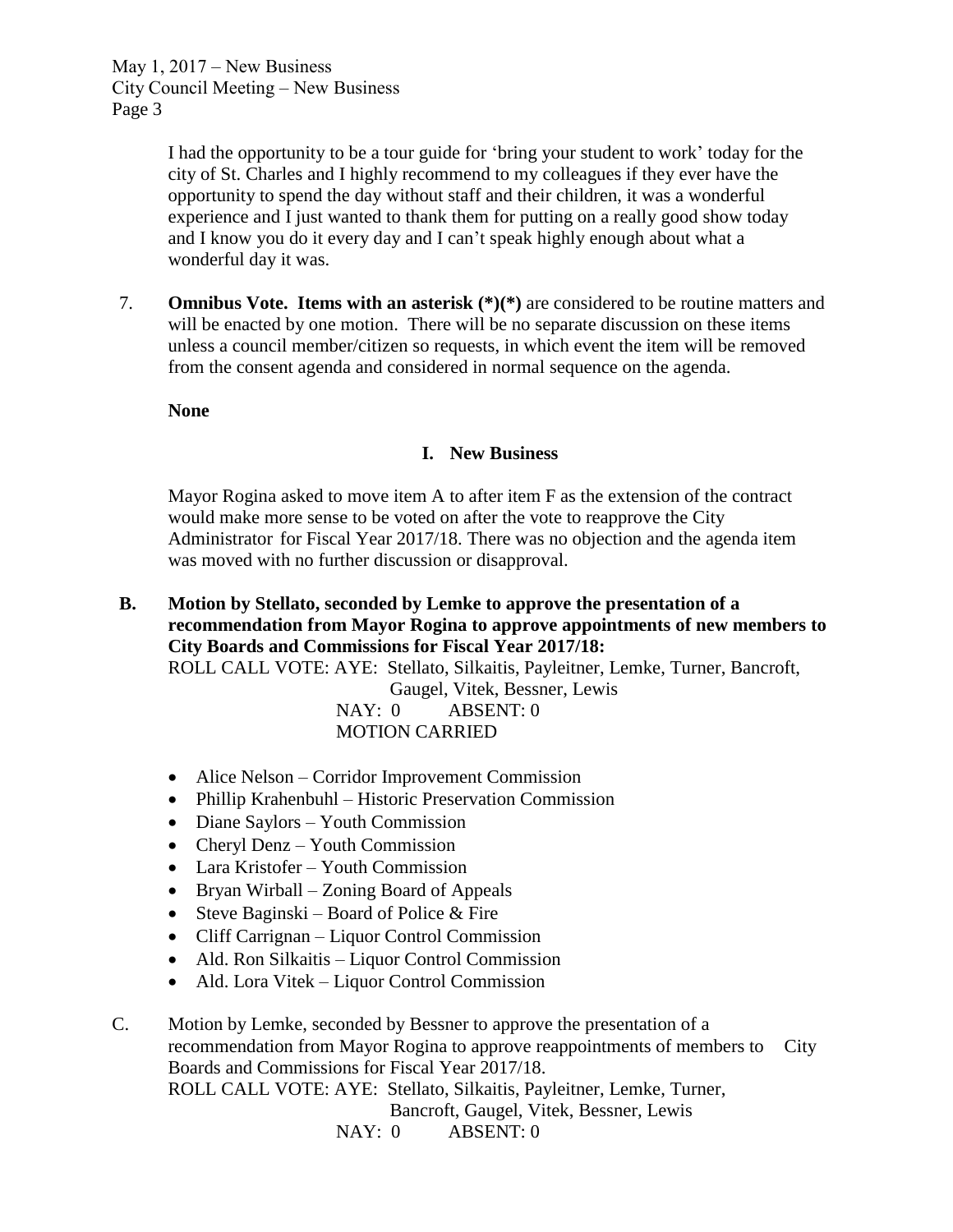I had the opportunity to be a tour guide for 'bring your student to work' today for the city of St. Charles and I highly recommend to my colleagues if they ever have the opportunity to spend the day without staff and their children, it was a wonderful experience and I just wanted to thank them for putting on a really good show today and I know you do it every day and I can't speak highly enough about what a wonderful day it was.

7. **Omnibus Vote. Items with an asterisk (*)(*)** are considered to be routine matters and will be enacted by one motion. There will be no separate discussion on these items unless a council member/citizen so requests, in which event the item will be removed from the consent agenda and considered in normal sequence on the agenda.

**None**

## I. New Business

Mayor Rogina asked to move item A to after item F as the extension of the contract would make more sense to be voted on after the vote to reapprove the City Administrator for Fiscal Year 2017/18. There was no objection and the agenda item was moved with no further discussion or disapproval.

**B. Motion by Stellato, seconded by Lemke to approve the presentation of a recommendation from Mayor Rogina to approve appointments of new members to City Boards and Commissions for Fiscal Year 2017/18:**

ROLL CALL VOTE: AYE: Stellato, Silkaitis, Payleitner, Lemke, Turner, Bancroft, Gaugel, Vitek, Bessner, Lewis
NAY: 0 ABSENT: 0
MOTION CARRIED

- Alice Nelson – Corridor Improvement Commission
- Phillip Krahenbuhl – Historic Preservation Commission
- Diane Saylors – Youth Commission
- Cheryl Denz – Youth Commission
- Lara Kristofer – Youth Commission
- Bryan Wirball – Zoning Board of Appeals
- Steve Baginski – Board of Police & Fire
- Cliff Carrignan – Liquor Control Commission
- Ald. Ron Silkaitis – Liquor Control Commission
- Ald. Lora Vitek – Liquor Control Commission

C. Motion by Lemke, seconded by Bessner to approve the presentation of a recommendation from Mayor Rogina to approve reappointments of members to City Boards and Commissions for Fiscal Year 2017/18.

ROLL CALL VOTE: AYE: Stellato, Silkaitis, Payleitner, Lemke, Turner, Bancroft, Gaugel, Vitek, Bessner, Lewis
NAY: 0 ABSENT: 0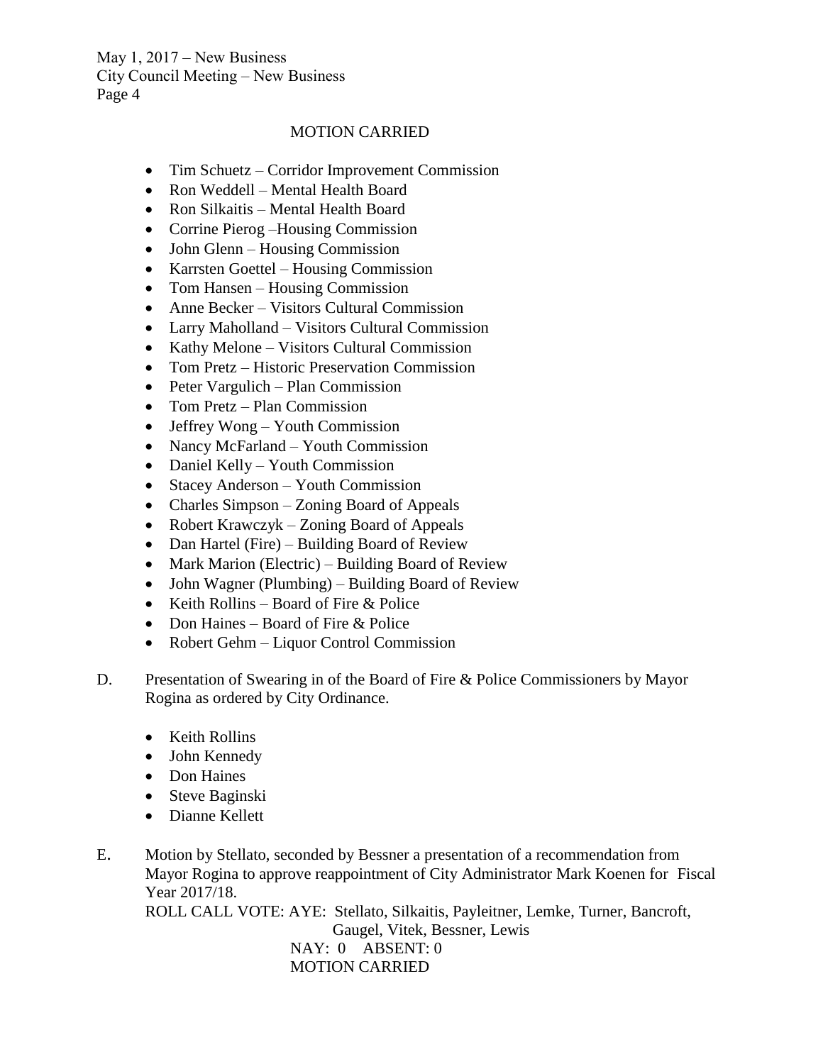MOTION CARRIED

- Tim Schuetz – Corridor Improvement Commission
- Ron Weddell – Mental Health Board
- Ron Silkaitis – Mental Health Board
- Corrine Pierog –Housing Commission
- John Glenn – Housing Commission
- Karrsten Goettel – Housing Commission
- Tom Hansen – Housing Commission
- Anne Becker – Visitors Cultural Commission
- Larry Maholland – Visitors Cultural Commission
- Kathy Melone – Visitors Cultural Commission
- Tom Pretz – Historic Preservation Commission
- Peter Vargulich – Plan Commission
- Tom Pretz – Plan Commission
- Jeffrey Wong – Youth Commission
- Nancy McFarland – Youth Commission
- Daniel Kelly – Youth Commission
- Stacey Anderson – Youth Commission
- Charles Simpson – Zoning Board of Appeals
- Robert Krawczyk – Zoning Board of Appeals
- Dan Hartel (Fire) – Building Board of Review
- Mark Marion (Electric) – Building Board of Review
- John Wagner (Plumbing) – Building Board of Review
- Keith Rollins – Board of Fire & Police
- Don Haines – Board of Fire & Police
- Robert Gehm – Liquor Control Commission

D. Presentation of Swearing in of the Board of Fire & Police Commissioners by Mayor Rogina as ordered by City Ordinance.

- Keith Rollins
- John Kennedy
- Don Haines
- Steve Baginski
- Dianne Kellett

E. Motion by Stellato, seconded by Bessner a presentation of a recommendation from Mayor Rogina to approve reappointment of City Administrator Mark Koenen for Fiscal Year 2017/18.

ROLL CALL VOTE: AYE: Stellato, Silkaitis, Payleitner, Lemke, Turner, Bancroft, Gaugel, Vitek, Bessner, Lewis

NAY: 0 ABSENT: 0

MOTION CARRIED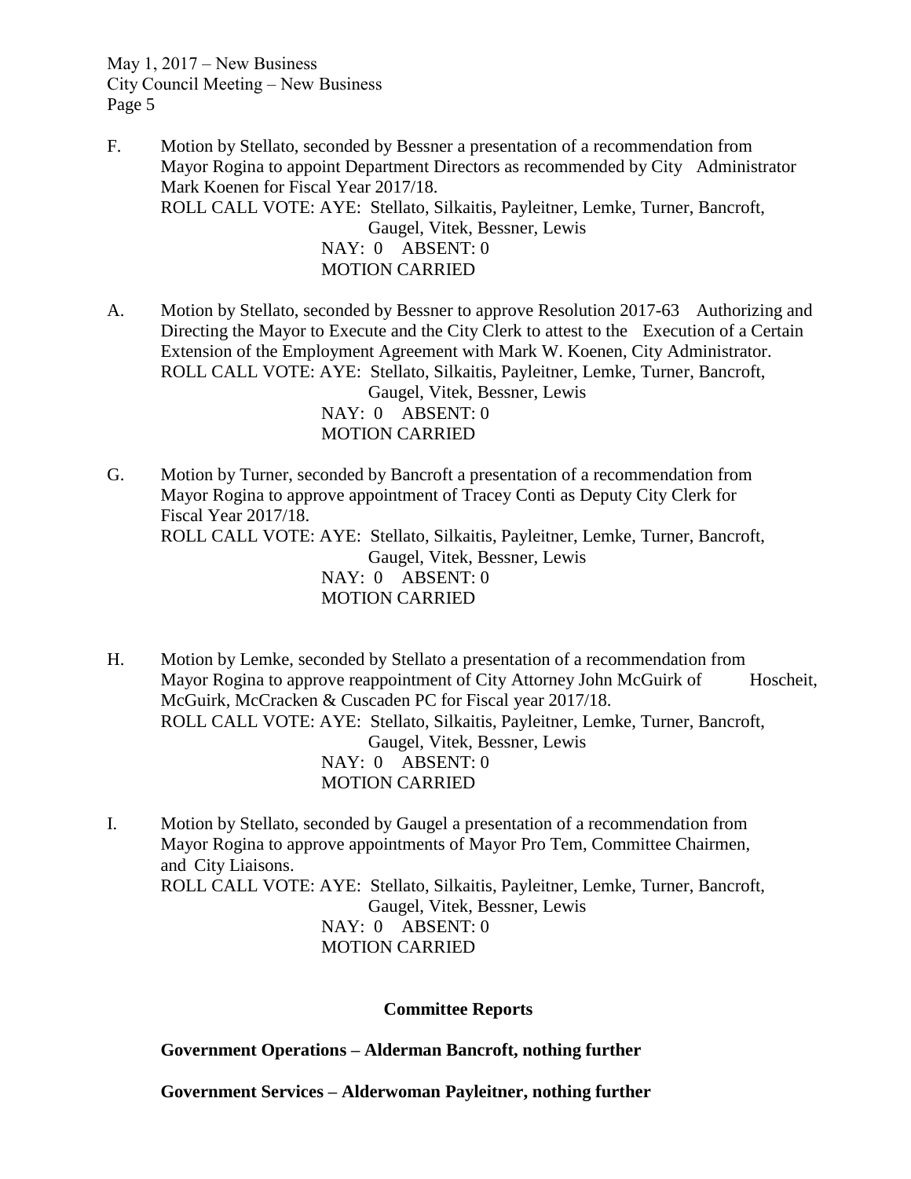F. Motion by Stellato, seconded by Bessner a presentation of a recommendation from Mayor Rogina to appoint Department Directors as recommended by City Administrator Mark Koenen for Fiscal Year 2017/18.
ROLL CALL VOTE: AYE: Stellato, Silkaitis, Payleitner, Lemke, Turner, Bancroft, Gaugel, Vitek, Bessner, Lewis
NAY: 0 ABSENT: 0
MOTION CARRIED

A. Motion by Stellato, seconded by Bessner to approve Resolution 2017-63 Authorizing and Directing the Mayor to Execute and the City Clerk to attest to the Execution of a Certain Extension of the Employment Agreement with Mark W. Koenen, City Administrator.
ROLL CALL VOTE: AYE: Stellato, Silkaitis, Payleitner, Lemke, Turner, Bancroft, Gaugel, Vitek, Bessner, Lewis
NAY: 0 ABSENT: 0
MOTION CARRIED

G. Motion by Turner, seconded by Bancroft a presentation of a recommendation from Mayor Rogina to approve appointment of Tracey Conti as Deputy City Clerk for Fiscal Year 2017/18.
ROLL CALL VOTE: AYE: Stellato, Silkaitis, Payleitner, Lemke, Turner, Bancroft, Gaugel, Vitek, Bessner, Lewis
NAY: 0 ABSENT: 0
MOTION CARRIED

H. Motion by Lemke, seconded by Stellato a presentation of a recommendation from Mayor Rogina to approve reappointment of City Attorney John McGuirk of Hoscheit, McGuirk, McCracken & Cuscaden PC for Fiscal year 2017/18.
ROLL CALL VOTE: AYE: Stellato, Silkaitis, Payleitner, Lemke, Turner, Bancroft, Gaugel, Vitek, Bessner, Lewis
NAY: 0 ABSENT: 0
MOTION CARRIED

I. Motion by Stellato, seconded by Gaugel a presentation of a recommendation from Mayor Rogina to approve appointments of Mayor Pro Tem, Committee Chairmen, and City Liaisons.
ROLL CALL VOTE: AYE: Stellato, Silkaitis, Payleitner, Lemke, Turner, Bancroft, Gaugel, Vitek, Bessner, Lewis
NAY: 0 ABSENT: 0
MOTION CARRIED

## Committee Reports

**Government Operations – Alderman Bancroft, nothing further**

**Government Services – Alderwoman Payleitner, nothing further**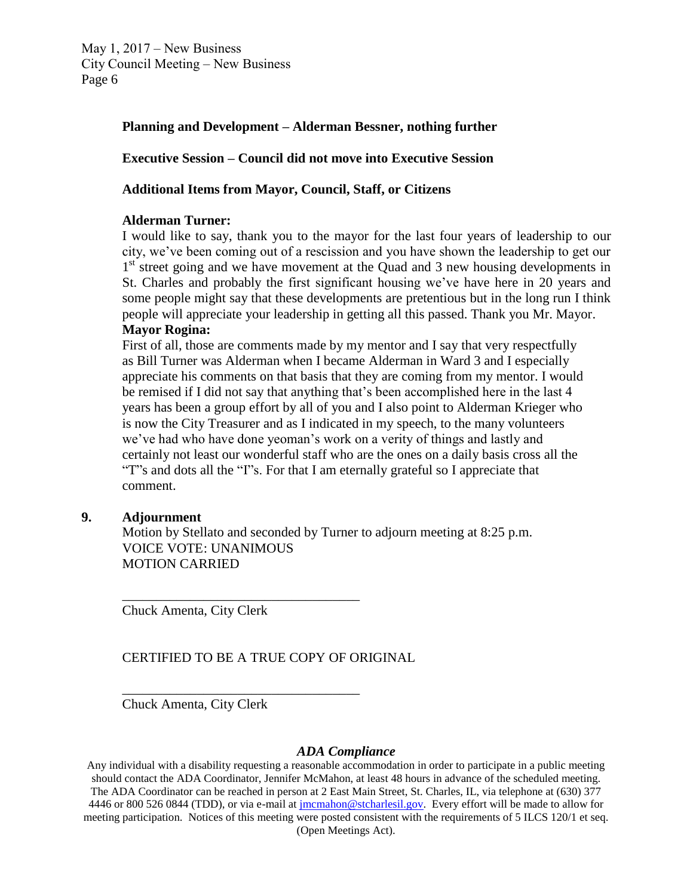**Planning and Development – Alderman Bessner, nothing further**

**Executive Session – Council did not move into Executive Session**

**Additional Items from Mayor, Council, Staff, or Citizens**

**Alderman Turner:**

I would like to say, thank you to the mayor for the last four years of leadership to our city, we've been coming out of a rescission and you have shown the leadership to get our 1st street going and we have movement at the Quad and 3 new housing developments in St. Charles and probably the first significant housing we've have here in 20 years and some people might say that these developments are pretentious but in the long run I think people will appreciate your leadership in getting all this passed. Thank you Mr. Mayor.

**Mayor Rogina:**

First of all, those are comments made by my mentor and I say that very respectfully as Bill Turner was Alderman when I became Alderman in Ward 3 and I especially appreciate his comments on that basis that they are coming from my mentor. I would be remised if I did not say that anything that's been accomplished here in the last 4 years has been a group effort by all of you and I also point to Alderman Krieger who is now the City Treasurer and as I indicated in my speech, to the many volunteers we've had who have done yeoman's work on a verity of things and lastly and certainly not least our wonderful staff who are the ones on a daily basis cross all the "T"s and dots all the "I"s. For that I am eternally grateful so I appreciate that comment.

**9. Adjournment**

Motion by Stellato and seconded by Turner to adjourn meeting at 8:25 p.m.
VOICE VOTE: UNANIMOUS
MOTION CARRIED

___________________________________
Chuck Amenta, City Clerk

CERTIFIED TO BE A TRUE COPY OF ORIGINAL

___________________________________
Chuck Amenta, City Clerk

***ADA Compliance***

Any individual with a disability requesting a reasonable accommodation in order to participate in a public meeting should contact the ADA Coordinator, Jennifer McMahon, at least 48 hours in advance of the scheduled meeting. The ADA Coordinator can be reached in person at 2 East Main Street, St. Charles, IL, via telephone at (630) 377 4446 or 800 526 0844 (TDD), or via e-mail at jmcmahon@stcharlesil.gov. Every effort will be made to allow for meeting participation. Notices of this meeting were posted consistent with the requirements of 5 ILCS 120/1 et seq. (Open Meetings Act).